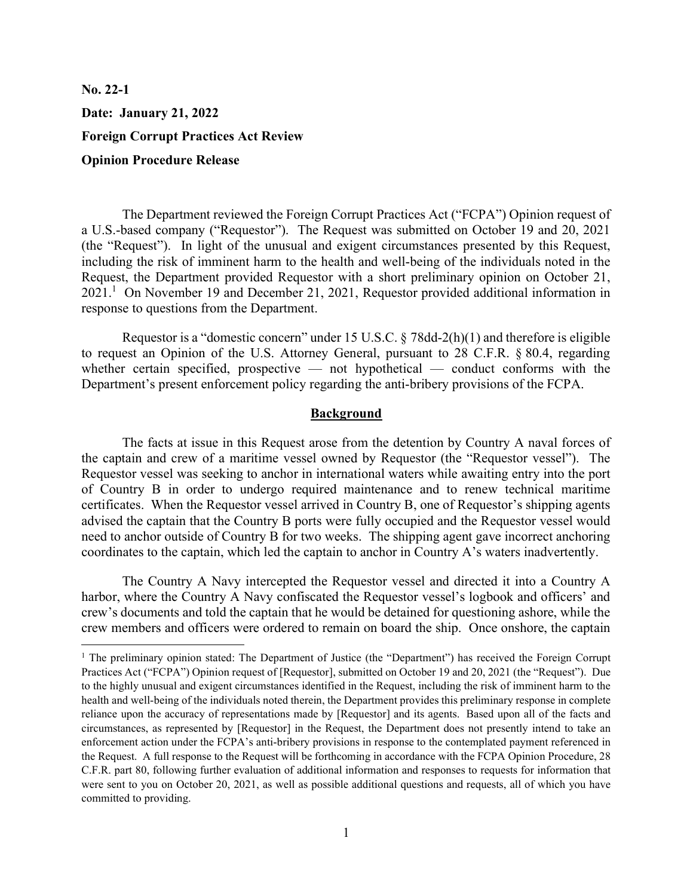**No. 22-1**

**Date: January 21, 2022**

**Foreign Corrupt Practices Act Review**

**Opinion Procedure Release**

The Department reviewed the Foreign Corrupt Practices Act ("FCPA") Opinion request of a U.S.-based company ("Requestor"). The Request was submitted on October 19 and 20, 2021 (the "Request"). In light of the unusual and exigent circumstances presented by this Request, including the risk of imminent harm to the health and well-being of the individuals noted in the Request, the Department provided Requestor with a short preliminary opinion on October 21, 2021.[1] On November 19 and December 21, 2021, Requestor provided additional information in response to questions from the Department.

Requestor is a "domestic concern" under 15 U.S.C. § 78dd-2(h)(1) and therefore is eligible to request an Opinion of the U.S. Attorney General, pursuant to 28 C.F.R. § 80.4, regarding whether certain specified, prospective — not hypothetical — conduct conforms with the Department's present enforcement policy regarding the anti-bribery provisions of the FCPA.

## Background

The facts at issue in this Request arose from the detention by Country A naval forces of the captain and crew of a maritime vessel owned by Requestor (the "Requestor vessel"). The Requestor vessel was seeking to anchor in international waters while awaiting entry into the port of Country B in order to undergo required maintenance and to renew technical maritime certificates. When the Requestor vessel arrived in Country B, one of Requestor's shipping agents advised the captain that the Country B ports were fully occupied and the Requestor vessel would need to anchor outside of Country B for two weeks. The shipping agent gave incorrect anchoring coordinates to the captain, which led the captain to anchor in Country A's waters inadvertently.

The Country A Navy intercepted the Requestor vessel and directed it into a Country A harbor, where the Country A Navy confiscated the Requestor vessel's logbook and officers' and crew's documents and told the captain that he would be detained for questioning ashore, while the crew members and officers were ordered to remain on board the ship. Once onshore, the captain

---

[1] The preliminary opinion stated: The Department of Justice (the "Department") has received the Foreign Corrupt Practices Act ("FCPA") Opinion request of [Requestor], submitted on October 19 and 20, 2021 (the "Request"). Due to the highly unusual and exigent circumstances identified in the Request, including the risk of imminent harm to the health and well-being of the individuals noted therein, the Department provides this preliminary response in complete reliance upon the accuracy of representations made by [Requestor] and its agents. Based upon all of the facts and circumstances, as represented by [Requestor] in the Request, the Department does not presently intend to take an enforcement action under the FCPA's anti-bribery provisions in response to the contemplated payment referenced in the Request. A full response to the Request will be forthcoming in accordance with the FCPA Opinion Procedure, 28 C.F.R. part 80, following further evaluation of additional information and responses to requests for information that were sent to you on October 20, 2021, as well as possible additional questions and requests, all of which you have committed to providing.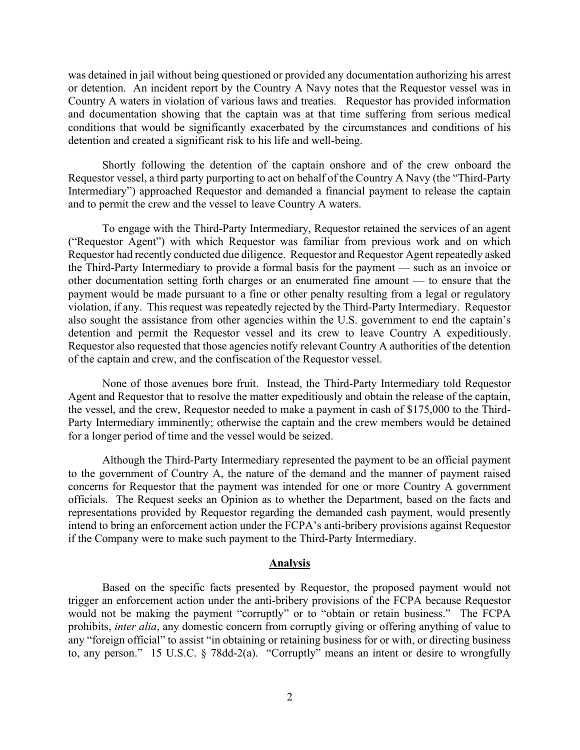was detained in jail without being questioned or provided any documentation authorizing his arrest or detention. An incident report by the Country A Navy notes that the Requestor vessel was in Country A waters in violation of various laws and treaties. Requestor has provided information and documentation showing that the captain was at that time suffering from serious medical conditions that would be significantly exacerbated by the circumstances and conditions of his detention and created a significant risk to his life and well-being.

Shortly following the detention of the captain onshore and of the crew onboard the Requestor vessel, a third party purporting to act on behalf of the Country A Navy (the "Third-Party Intermediary") approached Requestor and demanded a financial payment to release the captain and to permit the crew and the vessel to leave Country A waters.

To engage with the Third-Party Intermediary, Requestor retained the services of an agent ("Requestor Agent") with which Requestor was familiar from previous work and on which Requestor had recently conducted due diligence. Requestor and Requestor Agent repeatedly asked the Third-Party Intermediary to provide a formal basis for the payment — such as an invoice or other documentation setting forth charges or an enumerated fine amount — to ensure that the payment would be made pursuant to a fine or other penalty resulting from a legal or regulatory violation, if any. This request was repeatedly rejected by the Third-Party Intermediary. Requestor also sought the assistance from other agencies within the U.S. government to end the captain's detention and permit the Requestor vessel and its crew to leave Country A expeditiously. Requestor also requested that those agencies notify relevant Country A authorities of the detention of the captain and crew, and the confiscation of the Requestor vessel.

None of those avenues bore fruit. Instead, the Third-Party Intermediary told Requestor Agent and Requestor that to resolve the matter expeditiously and obtain the release of the captain, the vessel, and the crew, Requestor needed to make a payment in cash of $175,000 to the Third-Party Intermediary imminently; otherwise the captain and the crew members would be detained for a longer period of time and the vessel would be seized.

Although the Third-Party Intermediary represented the payment to be an official payment to the government of Country A, the nature of the demand and the manner of payment raised concerns for Requestor that the payment was intended for one or more Country A government officials. The Request seeks an Opinion as to whether the Department, based on the facts and representations provided by Requestor regarding the demanded cash payment, would presently intend to bring an enforcement action under the FCPA's anti-bribery provisions against Requestor if the Company were to make such payment to the Third-Party Intermediary.

## Analysis

Based on the specific facts presented by Requestor, the proposed payment would not trigger an enforcement action under the anti-bribery provisions of the FCPA because Requestor would not be making the payment "corruptly" or to "obtain or retain business." The FCPA prohibits, *inter alia*, any domestic concern from corruptly giving or offering anything of value to any "foreign official" to assist "in obtaining or retaining business for or with, or directing business to, any person." 15 U.S.C. § 78dd-2(a). "Corruptly" means an intent or desire to wrongfully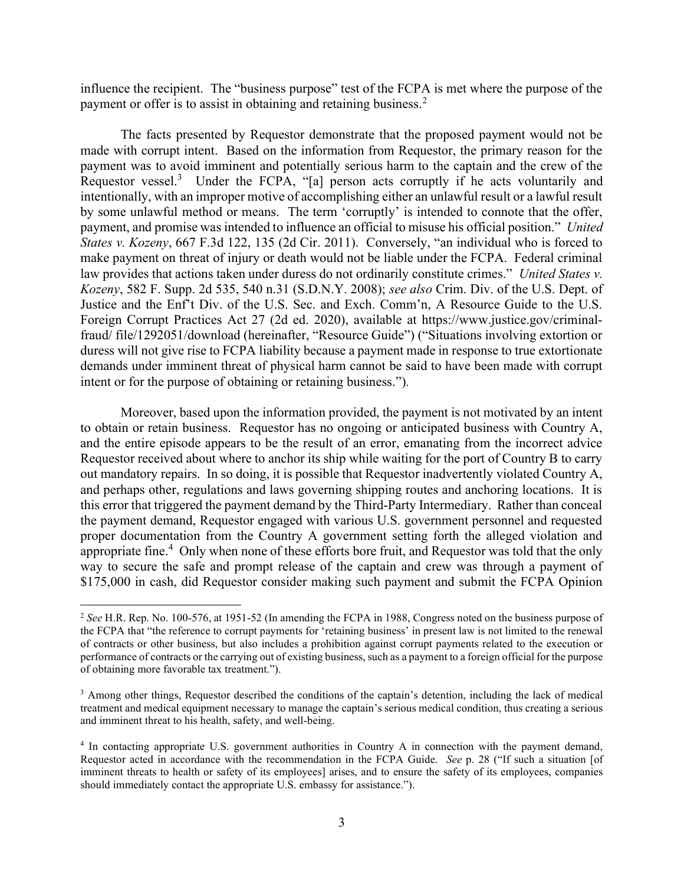influence the recipient. The "business purpose" test of the FCPA is met where the purpose of the payment or offer is to assist in obtaining and retaining business.[2]

The facts presented by Requestor demonstrate that the proposed payment would not be made with corrupt intent. Based on the information from Requestor, the primary reason for the payment was to avoid imminent and potentially serious harm to the captain and the crew of the Requestor vessel.[3] Under the FCPA, "[a] person acts corruptly if he acts voluntarily and intentionally, with an improper motive of accomplishing either an unlawful result or a lawful result by some unlawful method or means. The term 'corruptly' is intended to connote that the offer, payment, and promise was intended to influence an official to misuse his official position." *United States v. Kozeny*, 667 F.3d 122, 135 (2d Cir. 2011). Conversely, "an individual who is forced to make payment on threat of injury or death would not be liable under the FCPA. Federal criminal law provides that actions taken under duress do not ordinarily constitute crimes." *United States v. Kozeny*, 582 F. Supp. 2d 535, 540 n.31 (S.D.N.Y. 2008); *see also* Crim. Div. of the U.S. Dept. of Justice and the Enf't Div. of the U.S. Sec. and Exch. Comm'n, A Resource Guide to the U.S. Foreign Corrupt Practices Act 27 (2d ed. 2020), available at https://www.justice.gov/criminal-fraud/ file/1292051/download (hereinafter, "Resource Guide") ("Situations involving extortion or duress will not give rise to FCPA liability because a payment made in response to true extortionate demands under imminent threat of physical harm cannot be said to have been made with corrupt intent or for the purpose of obtaining or retaining business.").

Moreover, based upon the information provided, the payment is not motivated by an intent to obtain or retain business. Requestor has no ongoing or anticipated business with Country A, and the entire episode appears to be the result of an error, emanating from the incorrect advice Requestor received about where to anchor its ship while waiting for the port of Country B to carry out mandatory repairs. In so doing, it is possible that Requestor inadvertently violated Country A, and perhaps other, regulations and laws governing shipping routes and anchoring locations. It is this error that triggered the payment demand by the Third-Party Intermediary. Rather than conceal the payment demand, Requestor engaged with various U.S. government personnel and requested proper documentation from the Country A government setting forth the alleged violation and appropriate fine.[4] Only when none of these efforts bore fruit, and Requestor was told that the only way to secure the safe and prompt release of the captain and crew was through a payment of \$175,000 in cash, did Requestor consider making such payment and submit the FCPA Opinion

---

[2] *See* H.R. Rep. No. 100-576, at 1951-52 (In amending the FCPA in 1988, Congress noted on the business purpose of the FCPA that "the reference to corrupt payments for 'retaining business' in present law is not limited to the renewal of contracts or other business, but also includes a prohibition against corrupt payments related to the execution or performance of contracts or the carrying out of existing business, such as a payment to a foreign official for the purpose of obtaining more favorable tax treatment.").

[3] Among other things, Requestor described the conditions of the captain's detention, including the lack of medical treatment and medical equipment necessary to manage the captain's serious medical condition, thus creating a serious and imminent threat to his health, safety, and well-being.

[4] In contacting appropriate U.S. government authorities in Country A in connection with the payment demand, Requestor acted in accordance with the recommendation in the FCPA Guide. *See* p. 28 ("If such a situation [of imminent threats to health or safety of its employees] arises, and to ensure the safety of its employees, companies should immediately contact the appropriate U.S. embassy for assistance.").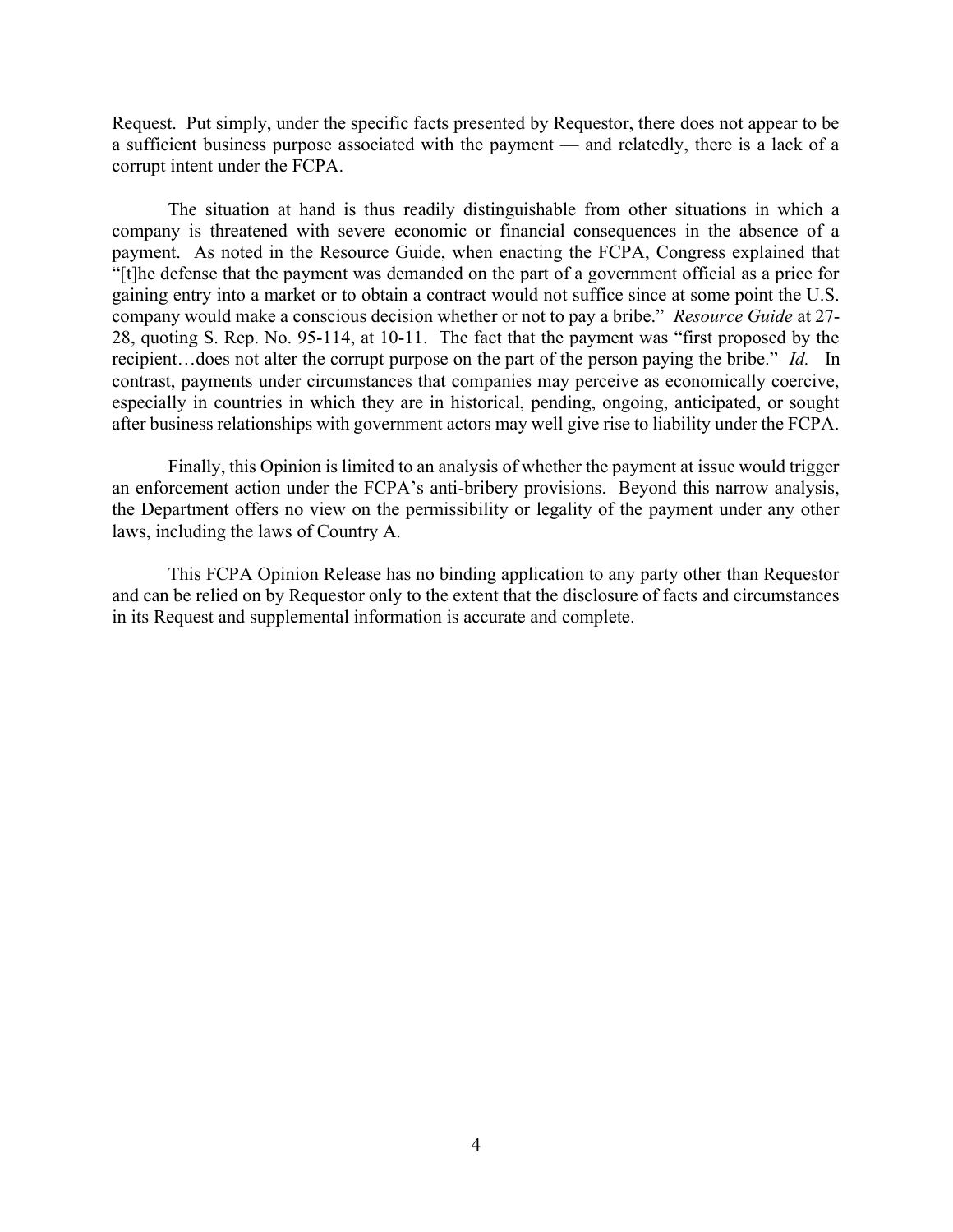Request. Put simply, under the specific facts presented by Requestor, there does not appear to be a sufficient business purpose associated with the payment — and relatedly, there is a lack of a corrupt intent under the FCPA.

The situation at hand is thus readily distinguishable from other situations in which a company is threatened with severe economic or financial consequences in the absence of a payment. As noted in the Resource Guide, when enacting the FCPA, Congress explained that "[t]he defense that the payment was demanded on the part of a government official as a price for gaining entry into a market or to obtain a contract would not suffice since at some point the U.S. company would make a conscious decision whether or not to pay a bribe." *Resource Guide* at 27-28, quoting S. Rep. No. 95-114, at 10-11. The fact that the payment was "first proposed by the recipient…does not alter the corrupt purpose on the part of the person paying the bribe." *Id.* In contrast, payments under circumstances that companies may perceive as economically coercive, especially in countries in which they are in historical, pending, ongoing, anticipated, or sought after business relationships with government actors may well give rise to liability under the FCPA.

Finally, this Opinion is limited to an analysis of whether the payment at issue would trigger an enforcement action under the FCPA's anti-bribery provisions. Beyond this narrow analysis, the Department offers no view on the permissibility or legality of the payment under any other laws, including the laws of Country A.

This FCPA Opinion Release has no binding application to any party other than Requestor and can be relied on by Requestor only to the extent that the disclosure of facts and circumstances in its Request and supplemental information is accurate and complete.